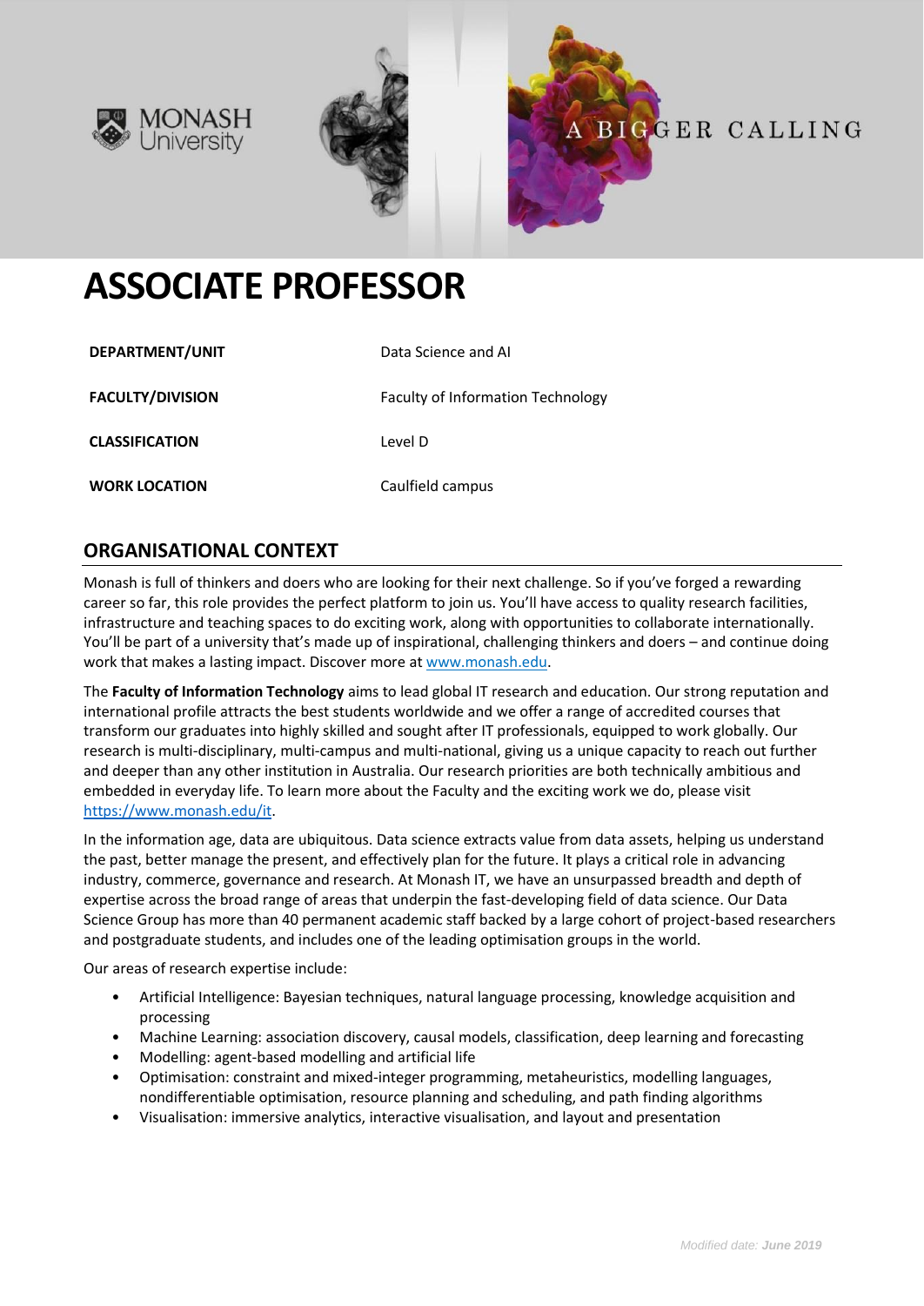# ASSOCIATE PROFESSOR

| | |
|---|---|
| **DEPARTMENT/UNIT** | Data Science and AI |
| **FACULTY/DIVISION** | Faculty of Information Technology |
| **CLASSIFICATION** | Level D |
| **WORK LOCATION** | Caulfield campus |

## ORGANISATIONAL CONTEXT

Monash is full of thinkers and doers who are looking for their next challenge. So if you've forged a rewarding career so far, this role provides the perfect platform to join us. You'll have access to quality research facilities, infrastructure and teaching spaces to do exciting work, along with opportunities to collaborate internationally. You'll be part of a university that's made up of inspirational, challenging thinkers and doers – and continue doing work that makes a lasting impact. Discover more at www.monash.edu.

The **Faculty of Information Technology** aims to lead global IT research and education. Our strong reputation and international profile attracts the best students worldwide and we offer a range of accredited courses that transform our graduates into highly skilled and sought after IT professionals, equipped to work globally. Our research is multi-disciplinary, multi-campus and multi-national, giving us a unique capacity to reach out further and deeper than any other institution in Australia. Our research priorities are both technically ambitious and embedded in everyday life. To learn more about the Faculty and the exciting work we do, please visit https://www.monash.edu/it.

In the information age, data are ubiquitous. Data science extracts value from data assets, helping us understand the past, better manage the present, and effectively plan for the future. It plays a critical role in advancing industry, commerce, governance and research. At Monash IT, we have an unsurpassed breadth and depth of expertise across the broad range of areas that underpin the fast-developing field of data science. Our Data Science Group has more than 40 permanent academic staff backed by a large cohort of project-based researchers and postgraduate students, and includes one of the leading optimisation groups in the world.

Our areas of research expertise include:

- Artificial Intelligence: Bayesian techniques, natural language processing, knowledge acquisition and processing
- Machine Learning: association discovery, causal models, classification, deep learning and forecasting
- Modelling: agent-based modelling and artificial life
- Optimisation: constraint and mixed-integer programming, metaheuristics, modelling languages, nondifferentiable optimisation, resource planning and scheduling, and path finding algorithms
- Visualisation: immersive analytics, interactive visualisation, and layout and presentation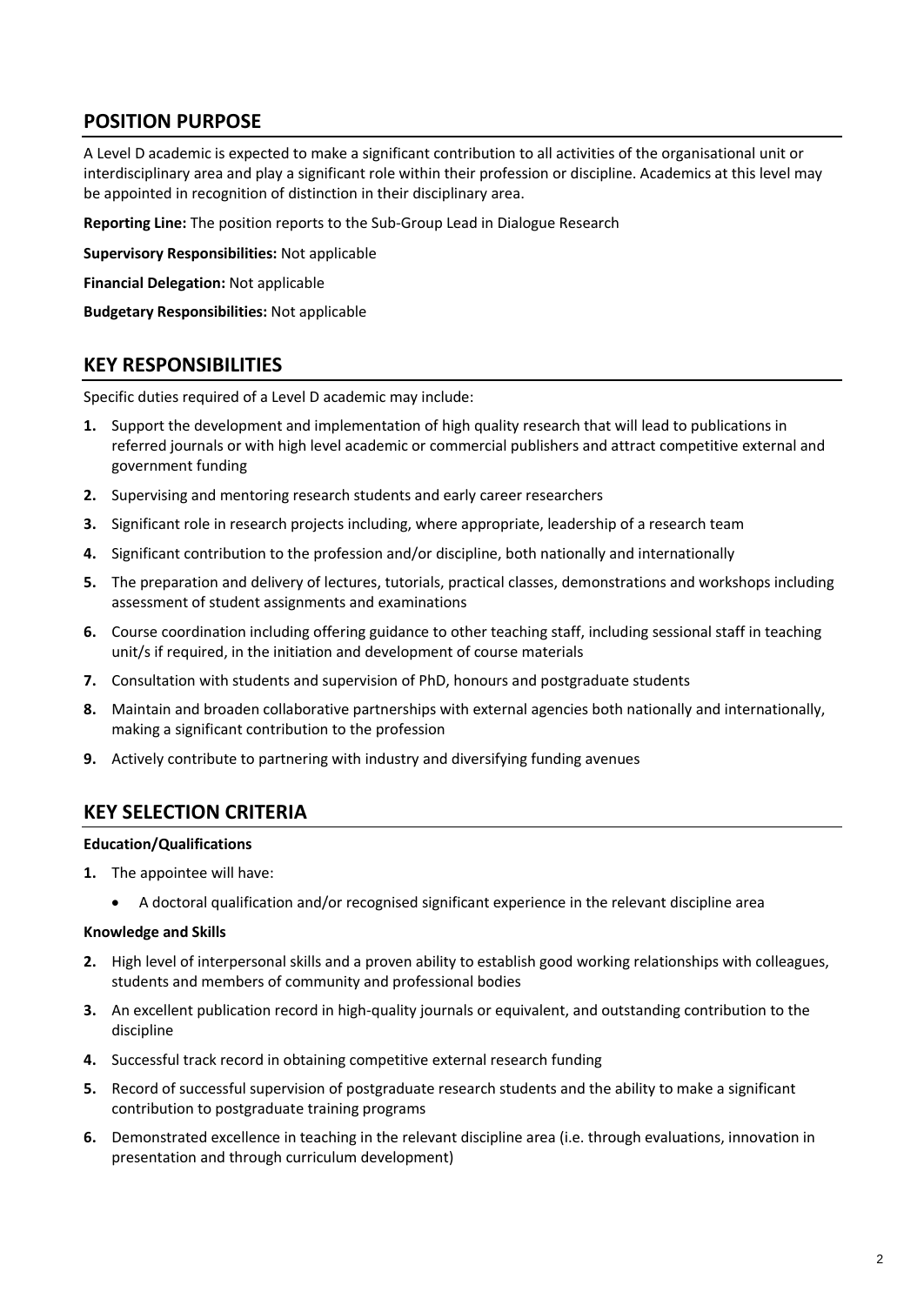## POSITION PURPOSE

A Level D academic is expected to make a significant contribution to all activities of the organisational unit or interdisciplinary area and play a significant role within their profession or discipline. Academics at this level may be appointed in recognition of distinction in their disciplinary area.

**Reporting Line:** The position reports to the Sub-Group Lead in Dialogue Research

**Supervisory Responsibilities:** Not applicable

**Financial Delegation:** Not applicable

**Budgetary Responsibilities:** Not applicable

## KEY RESPONSIBILITIES

Specific duties required of a Level D academic may include:

1. Support the development and implementation of high quality research that will lead to publications in referred journals or with high level academic or commercial publishers and attract competitive external and government funding
2. Supervising and mentoring research students and early career researchers
3. Significant role in research projects including, where appropriate, leadership of a research team
4. Significant contribution to the profession and/or discipline, both nationally and internationally
5. The preparation and delivery of lectures, tutorials, practical classes, demonstrations and workshops including assessment of student assignments and examinations
6. Course coordination including offering guidance to other teaching staff, including sessional staff in teaching unit/s if required, in the initiation and development of course materials
7. Consultation with students and supervision of PhD, honours and postgraduate students
8. Maintain and broaden collaborative partnerships with external agencies both nationally and internationally, making a significant contribution to the profession
9. Actively contribute to partnering with industry and diversifying funding avenues

## KEY SELECTION CRITERIA

**Education/Qualifications**

1. The appointee will have:
   - A doctoral qualification and/or recognised significant experience in the relevant discipline area

**Knowledge and Skills**

2. High level of interpersonal skills and a proven ability to establish good working relationships with colleagues, students and members of community and professional bodies
3. An excellent publication record in high-quality journals or equivalent, and outstanding contribution to the discipline
4. Successful track record in obtaining competitive external research funding
5. Record of successful supervision of postgraduate research students and the ability to make a significant contribution to postgraduate training programs
6. Demonstrated excellence in teaching in the relevant discipline area (i.e. through evaluations, innovation in presentation and through curriculum development)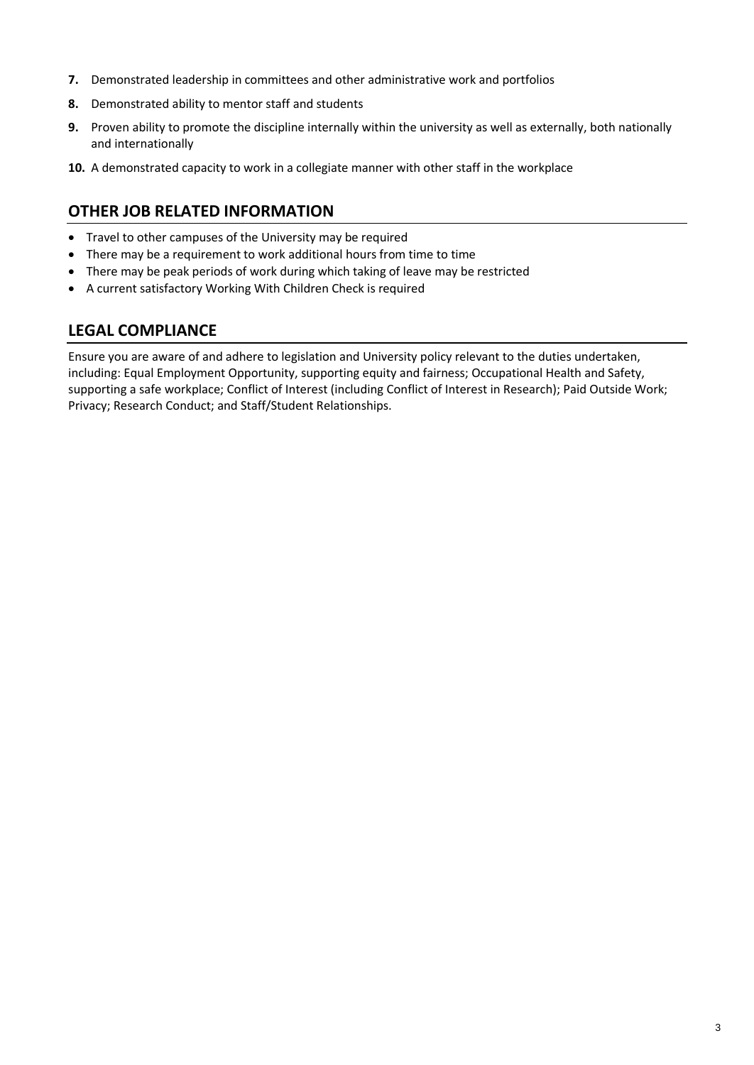7. Demonstrated leadership in committees and other administrative work and portfolios
8. Demonstrated ability to mentor staff and students
9. Proven ability to promote the discipline internally within the university as well as externally, both nationally and internationally
10. A demonstrated capacity to work in a collegiate manner with other staff in the workplace

## OTHER JOB RELATED INFORMATION

- Travel to other campuses of the University may be required
- There may be a requirement to work additional hours from time to time
- There may be peak periods of work during which taking of leave may be restricted
- A current satisfactory Working With Children Check is required

## LEGAL COMPLIANCE

Ensure you are aware of and adhere to legislation and University policy relevant to the duties undertaken, including: Equal Employment Opportunity, supporting equity and fairness; Occupational Health and Safety, supporting a safe workplace; Conflict of Interest (including Conflict of Interest in Research); Paid Outside Work; Privacy; Research Conduct; and Staff/Student Relationships.